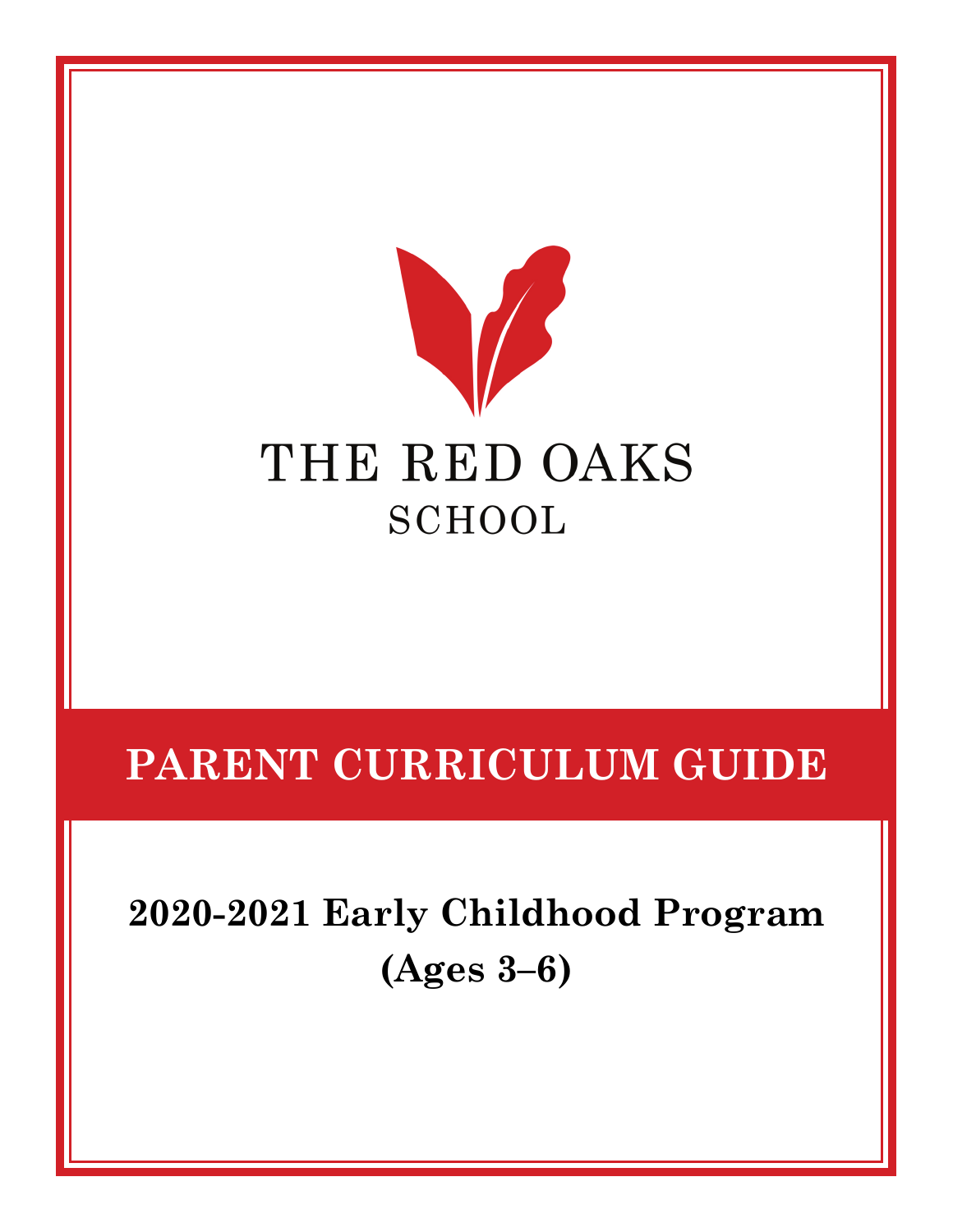THE RED OAKS

SCHOOL

# PARENT CURRICULUM GUIDE

## 2020-2021 Early Childhood Program

## (Ages 3–6)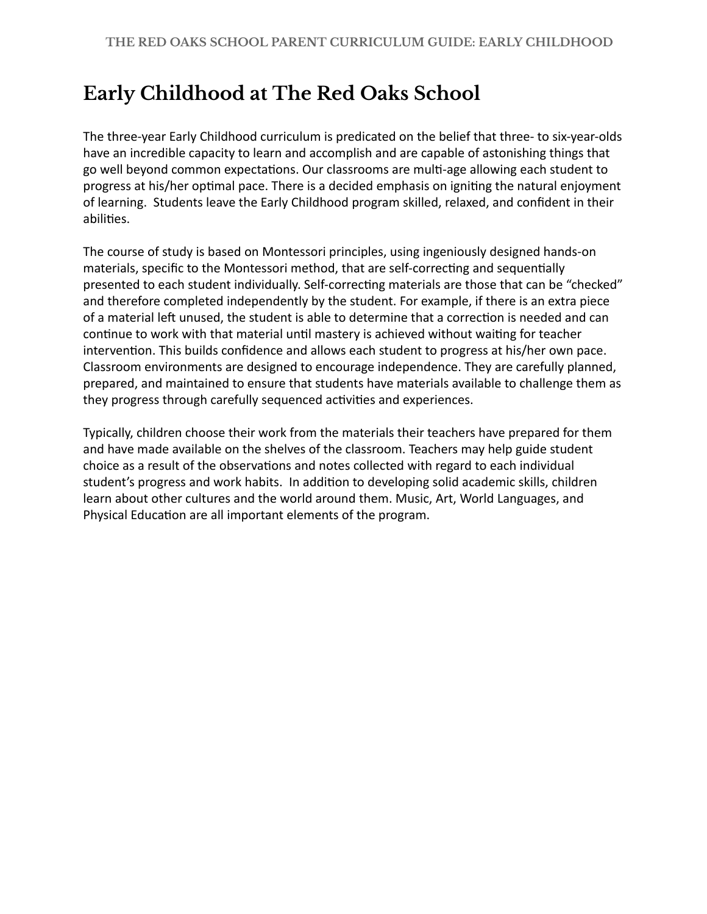# Early Childhood at The Red Oaks School

The three-year Early Childhood curriculum is predicated on the belief that three- to six-year-olds have an incredible capacity to learn and accomplish and are capable of astonishing things that go well beyond common expectations. Our classrooms are multi-age allowing each student to progress at his/her optimal pace. There is a decided emphasis on igniting the natural enjoyment of learning. Students leave the Early Childhood program skilled, relaxed, and confident in their abilities.

The course of study is based on Montessori principles, using ingeniously designed hands-on materials, specific to the Montessori method, that are self-correcting and sequentially presented to each student individually. Self-correcting materials are those that can be "checked" and therefore completed independently by the student. For example, if there is an extra piece of a material left unused, the student is able to determine that a correction is needed and can continue to work with that material until mastery is achieved without waiting for teacher intervention. This builds confidence and allows each student to progress at his/her own pace. Classroom environments are designed to encourage independence. They are carefully planned, prepared, and maintained to ensure that students have materials available to challenge them as they progress through carefully sequenced activities and experiences.

Typically, children choose their work from the materials their teachers have prepared for them and have made available on the shelves of the classroom. Teachers may help guide student choice as a result of the observations and notes collected with regard to each individual student's progress and work habits. In addition to developing solid academic skills, children learn about other cultures and the world around them. Music, Art, World Languages, and Physical Education are all important elements of the program.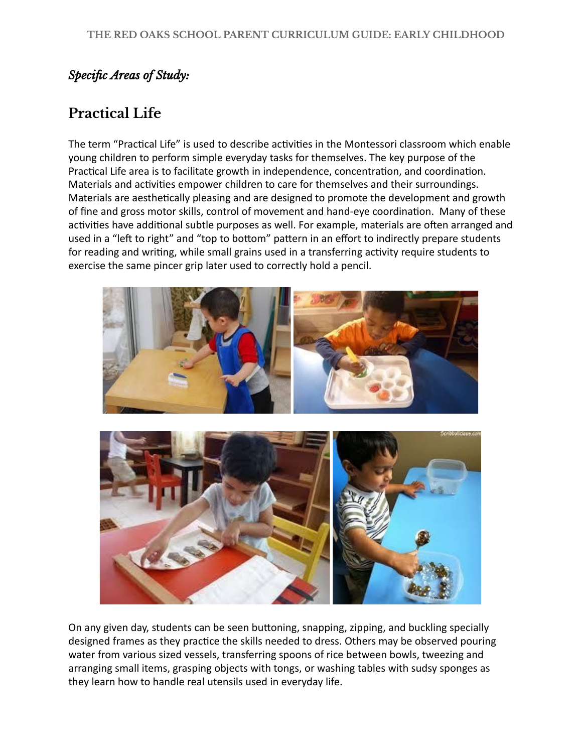*Specific Areas of Study:*

## Practical Life

The term "Practical Life" is used to describe activities in the Montessori classroom which enable young children to perform simple everyday tasks for themselves. The key purpose of the Practical Life area is to facilitate growth in independence, concentration, and coordination. Materials and activities empower children to care for themselves and their surroundings. Materials are aesthetically pleasing and are designed to promote the development and growth of fine and gross motor skills, control of movement and hand-eye coordination. Many of these activities have additional subtle purposes as well. For example, materials are often arranged and used in a "left to right" and "top to bottom" pattern in an effort to indirectly prepare students for reading and writing, while small grains used in a transferring activity require students to exercise the same pincer grip later used to correctly hold a pencil.

On any given day, students can be seen buttoning, snapping, zipping, and buckling specially designed frames as they practice the skills needed to dress. Others may be observed pouring water from various sized vessels, transferring spoons of rice between bowls, tweezing and arranging small items, grasping objects with tongs, or washing tables with sudsy sponges as they learn how to handle real utensils used in everyday life.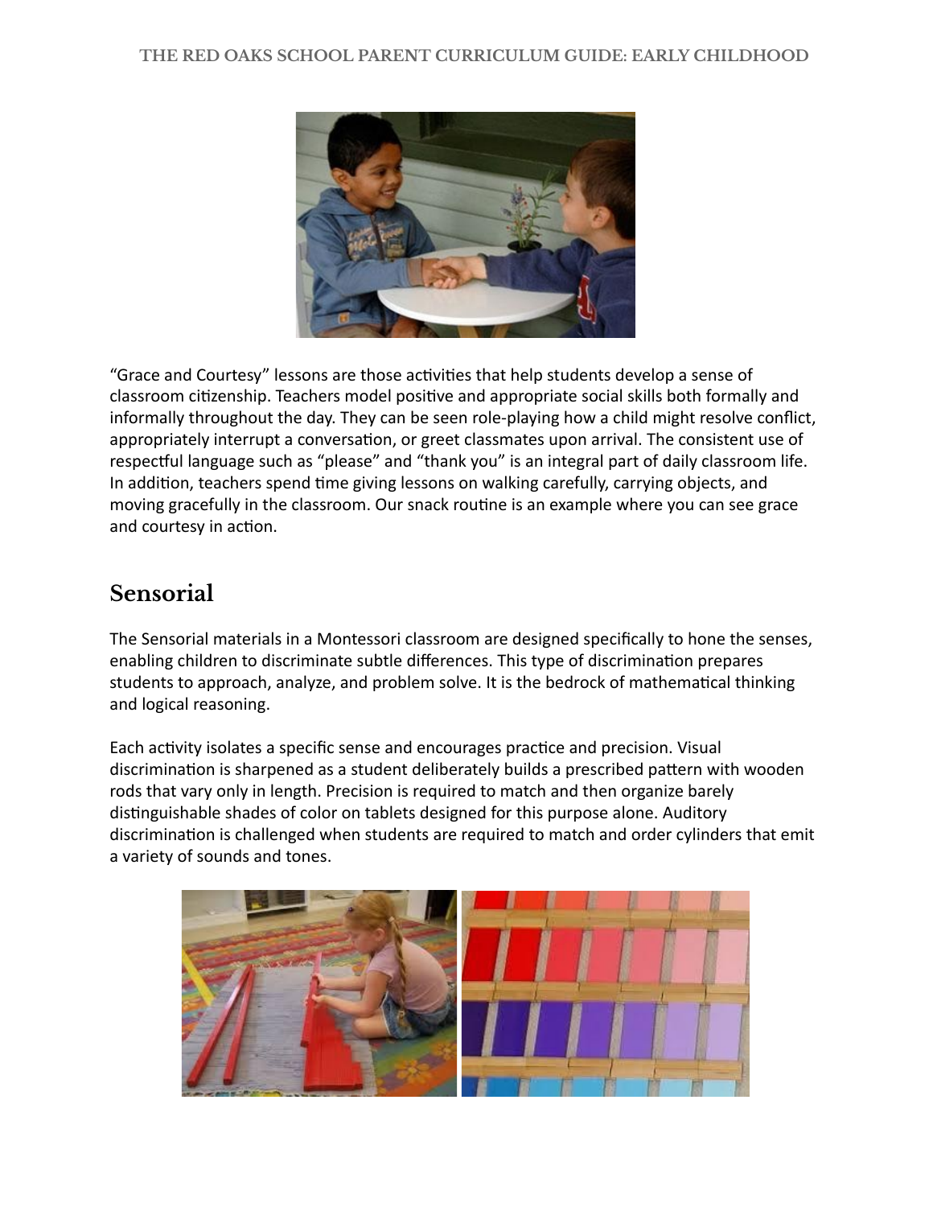“Grace and Courtesy” lessons are those activities that help students develop a sense of classroom citizenship. Teachers model positive and appropriate social skills both formally and informally throughout the day. They can be seen role-playing how a child might resolve conflict, appropriately interrupt a conversation, or greet classmates upon arrival. The consistent use of respectful language such as “please” and “thank you” is an integral part of daily classroom life. In addition, teachers spend time giving lessons on walking carefully, carrying objects, and moving gracefully in the classroom. Our snack routine is an example where you can see grace and courtesy in action.

## Sensorial

The Sensorial materials in a Montessori classroom are designed specifically to hone the senses, enabling children to discriminate subtle differences. This type of discrimination prepares students to approach, analyze, and problem solve. It is the bedrock of mathematical thinking and logical reasoning.

Each activity isolates a specific sense and encourages practice and precision. Visual discrimination is sharpened as a student deliberately builds a prescribed pattern with wooden rods that vary only in length. Precision is required to match and then organize barely distinguishable shades of color on tablets designed for this purpose alone. Auditory discrimination is challenged when students are required to match and order cylinders that emit a variety of sounds and tones.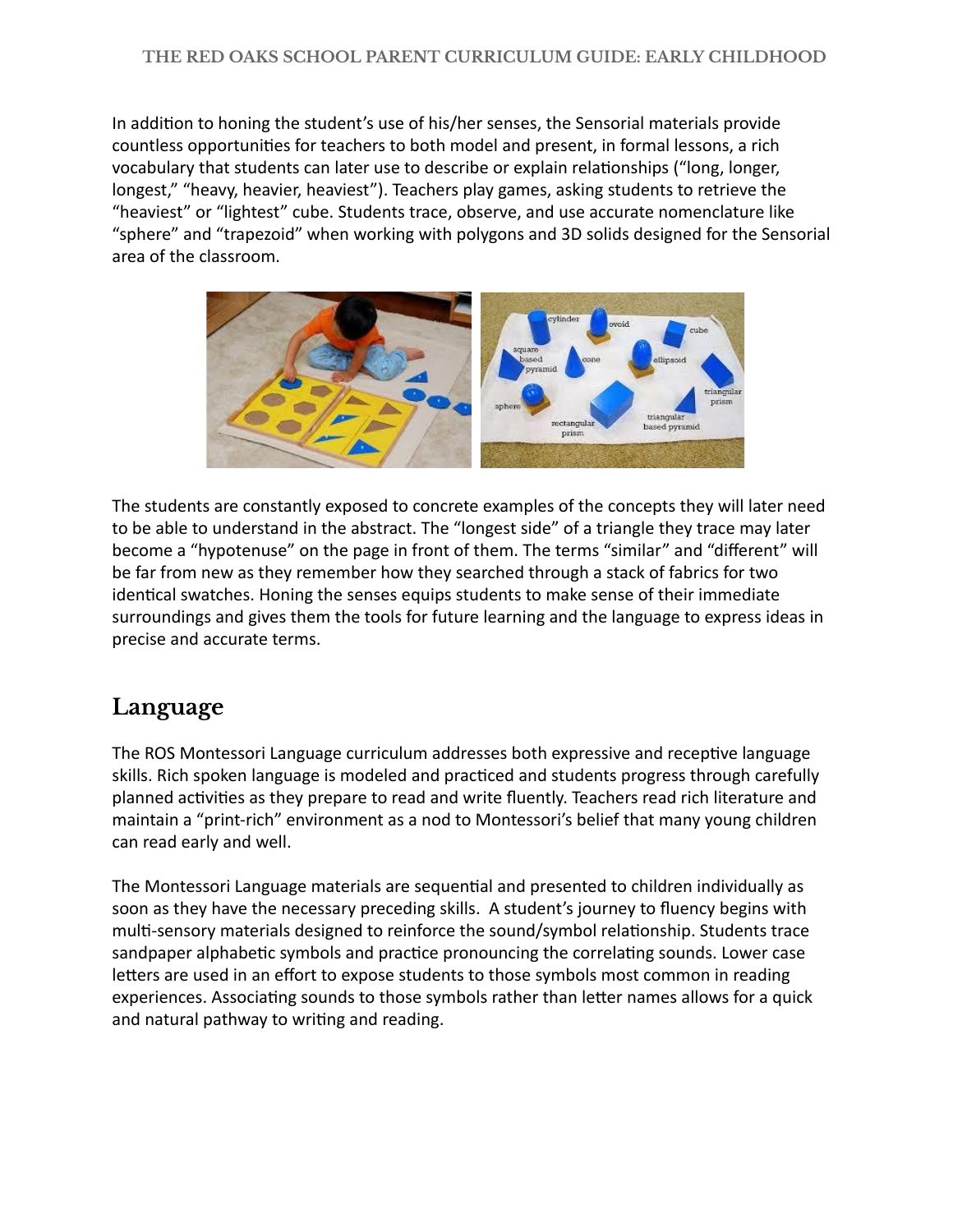In addition to honing the student's use of his/her senses, the Sensorial materials provide countless opportunities for teachers to both model and present, in formal lessons, a rich vocabulary that students can later use to describe or explain relationships ("long, longer, longest," "heavy, heavier, heaviest"). Teachers play games, asking students to retrieve the "heaviest" or "lightest" cube. Students trace, observe, and use accurate nomenclature like "sphere" and "trapezoid" when working with polygons and 3D solids designed for the Sensorial area of the classroom.

The students are constantly exposed to concrete examples of the concepts they will later need to be able to understand in the abstract. The "longest side" of a triangle they trace may later become a "hypotenuse" on the page in front of them. The terms "similar" and "different" will be far from new as they remember how they searched through a stack of fabrics for two identical swatches. Honing the senses equips students to make sense of their immediate surroundings and gives them the tools for future learning and the language to express ideas in precise and accurate terms.

## Language

The ROS Montessori Language curriculum addresses both expressive and receptive language skills. Rich spoken language is modeled and practiced and students progress through carefully planned activities as they prepare to read and write fluently. Teachers read rich literature and maintain a "print-rich" environment as a nod to Montessori's belief that many young children can read early and well.

The Montessori Language materials are sequential and presented to children individually as soon as they have the necessary preceding skills. A student's journey to fluency begins with multi-sensory materials designed to reinforce the sound/symbol relationship. Students trace sandpaper alphabetic symbols and practice pronouncing the correlating sounds. Lower case letters are used in an effort to expose students to those symbols most common in reading experiences. Associating sounds to those symbols rather than letter names allows for a quick and natural pathway to writing and reading.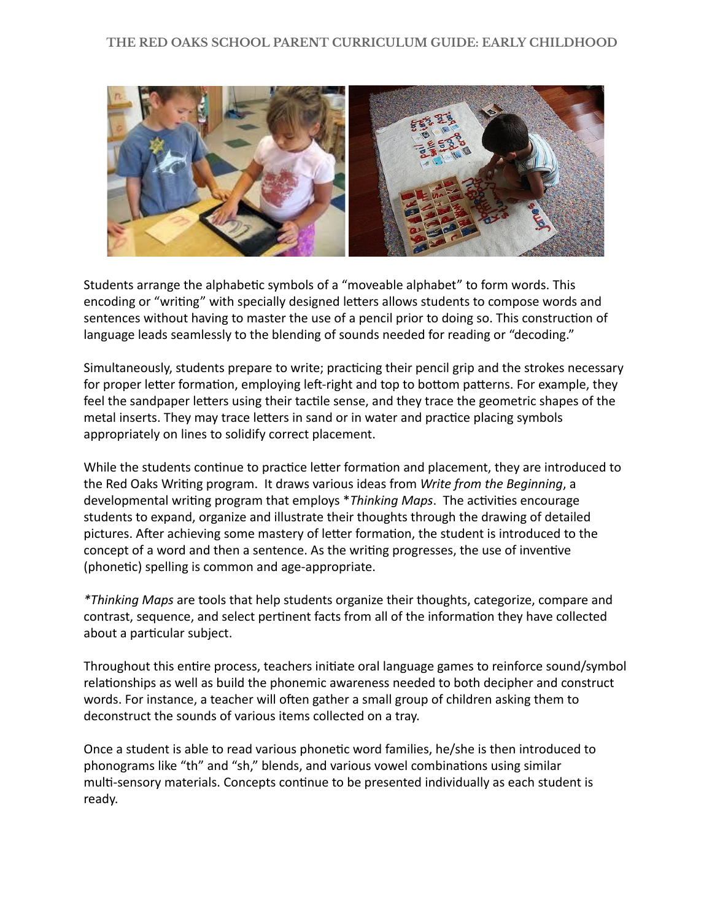Students arrange the alphabetic symbols of a "moveable alphabet" to form words. This encoding or "writing" with specially designed letters allows students to compose words and sentences without having to master the use of a pencil prior to doing so. This construction of language leads seamlessly to the blending of sounds needed for reading or "decoding."

Simultaneously, students prepare to write; practicing their pencil grip and the strokes necessary for proper letter formation, employing left-right and top to bottom patterns. For example, they feel the sandpaper letters using their tactile sense, and they trace the geometric shapes of the metal inserts. They may trace letters in sand or in water and practice placing symbols appropriately on lines to solidify correct placement.

While the students continue to practice letter formation and placement, they are introduced to the Red Oaks Writing program. It draws various ideas from *Write from the Beginning*, a developmental writing program that employs **Thinking Maps*. The activities encourage students to expand, organize and illustrate their thoughts through the drawing of detailed pictures. After achieving some mastery of letter formation, the student is introduced to the concept of a word and then a sentence. As the writing progresses, the use of inventive (phonetic) spelling is common and age-appropriate.

**Thinking Maps* are tools that help students organize their thoughts, categorize, compare and contrast, sequence, and select pertinent facts from all of the information they have collected about a particular subject.

Throughout this entire process, teachers initiate oral language games to reinforce sound/symbol relationships as well as build the phonemic awareness needed to both decipher and construct words. For instance, a teacher will often gather a small group of children asking them to deconstruct the sounds of various items collected on a tray.

Once a student is able to read various phonetic word families, he/she is then introduced to phonograms like "th" and "sh," blends, and various vowel combinations using similar multi-sensory materials. Concepts continue to be presented individually as each student is ready.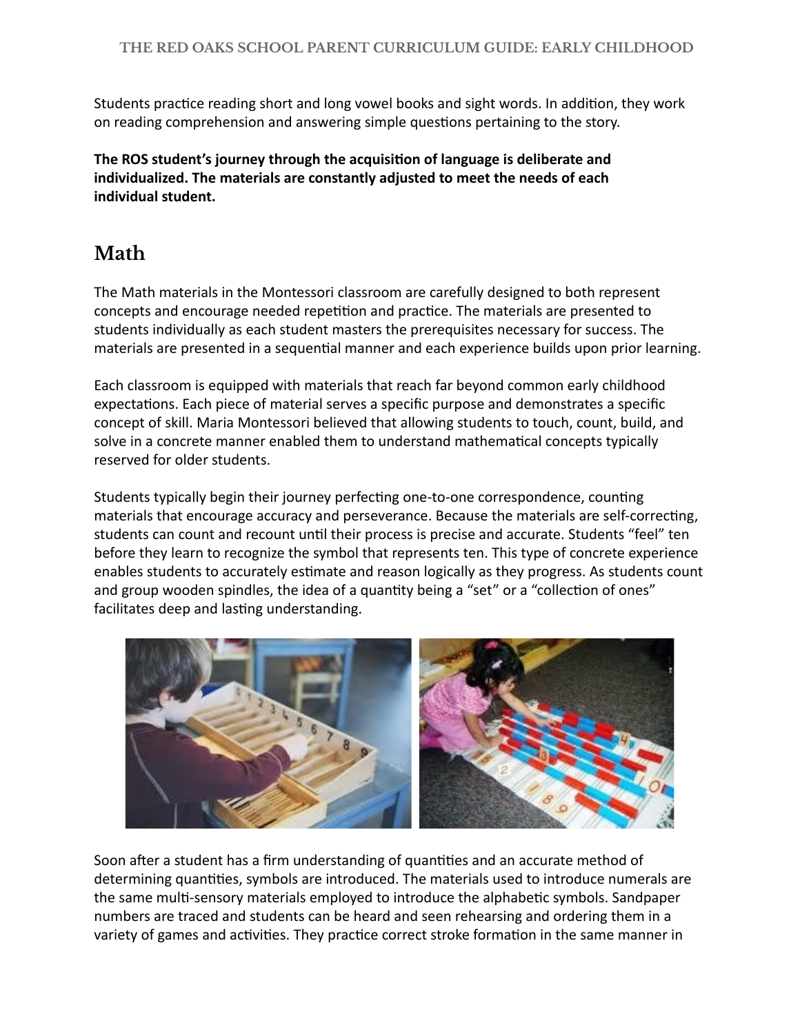Students practice reading short and long vowel books and sight words. In addition, they work on reading comprehension and answering simple questions pertaining to the story.

**The ROS student's journey through the acquisition of language is deliberate and individualized. The materials are constantly adjusted to meet the needs of each individual student.**

## Math

The Math materials in the Montessori classroom are carefully designed to both represent concepts and encourage needed repetition and practice. The materials are presented to students individually as each student masters the prerequisites necessary for success. The materials are presented in a sequential manner and each experience builds upon prior learning.

Each classroom is equipped with materials that reach far beyond common early childhood expectations. Each piece of material serves a specific purpose and demonstrates a specific concept of skill. Maria Montessori believed that allowing students to touch, count, build, and solve in a concrete manner enabled them to understand mathematical concepts typically reserved for older students.

Students typically begin their journey perfecting one-to-one correspondence, counting materials that encourage accuracy and perseverance. Because the materials are self-correcting, students can count and recount until their process is precise and accurate. Students "feel" ten before they learn to recognize the symbol that represents ten. This type of concrete experience enables students to accurately estimate and reason logically as they progress. As students count and group wooden spindles, the idea of a quantity being a "set" or a "collection of ones" facilitates deep and lasting understanding.

Soon after a student has a firm understanding of quantities and an accurate method of determining quantities, symbols are introduced. The materials used to introduce numerals are the same multi-sensory materials employed to introduce the alphabetic symbols. Sandpaper numbers are traced and students can be heard and seen rehearsing and ordering them in a variety of games and activities. They practice correct stroke formation in the same manner in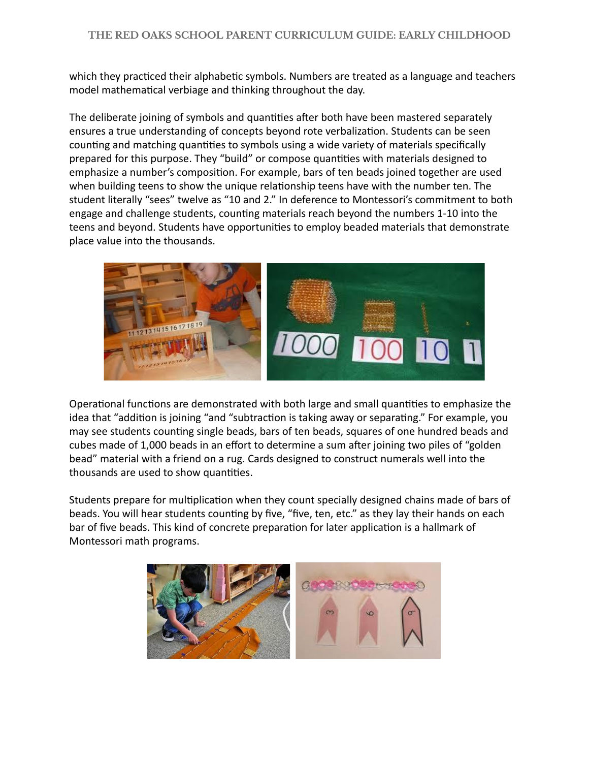which they practiced their alphabetic symbols. Numbers are treated as a language and teachers model mathematical verbiage and thinking throughout the day.

The deliberate joining of symbols and quantities after both have been mastered separately ensures a true understanding of concepts beyond rote verbalization. Students can be seen counting and matching quantities to symbols using a wide variety of materials specifically prepared for this purpose. They "build" or compose quantities with materials designed to emphasize a number's composition. For example, bars of ten beads joined together are used when building teens to show the unique relationship teens have with the number ten. The student literally "sees" twelve as "10 and 2." In deference to Montessori's commitment to both engage and challenge students, counting materials reach beyond the numbers 1-10 into the teens and beyond. Students have opportunities to employ beaded materials that demonstrate place value into the thousands.

Operational functions are demonstrated with both large and small quantities to emphasize the idea that "addition is joining "and "subtraction is taking away or separating." For example, you may see students counting single beads, bars of ten beads, squares of one hundred beads and cubes made of 1,000 beads in an effort to determine a sum after joining two piles of "golden bead" material with a friend on a rug. Cards designed to construct numerals well into the thousands are used to show quantities.

Students prepare for multiplication when they count specially designed chains made of bars of beads. You will hear students counting by five, "five, ten, etc." as they lay their hands on each bar of five beads. This kind of concrete preparation for later application is a hallmark of Montessori math programs.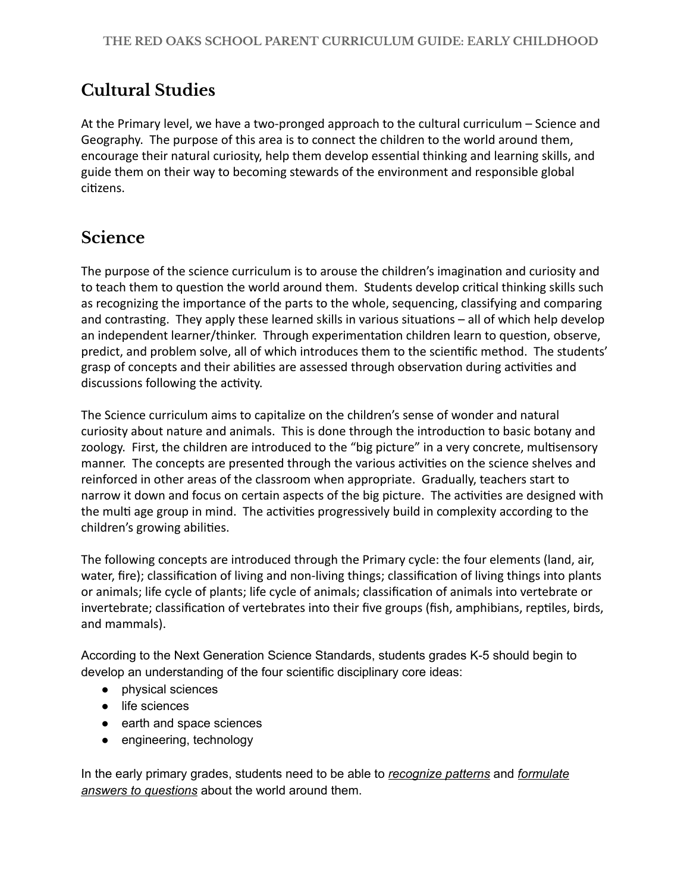## Cultural Studies

At the Primary level, we have a two-pronged approach to the cultural curriculum – Science and Geography. The purpose of this area is to connect the children to the world around them, encourage their natural curiosity, help them develop essential thinking and learning skills, and guide them on their way to becoming stewards of the environment and responsible global citizens.

## Science

The purpose of the science curriculum is to arouse the children's imagination and curiosity and to teach them to question the world around them. Students develop critical thinking skills such as recognizing the importance of the parts to the whole, sequencing, classifying and comparing and contrasting. They apply these learned skills in various situations – all of which help develop an independent learner/thinker. Through experimentation children learn to question, observe, predict, and problem solve, all of which introduces them to the scientific method. The students' grasp of concepts and their abilities are assessed through observation during activities and discussions following the activity.

The Science curriculum aims to capitalize on the children's sense of wonder and natural curiosity about nature and animals. This is done through the introduction to basic botany and zoology. First, the children are introduced to the "big picture" in a very concrete, multisensory manner. The concepts are presented through the various activities on the science shelves and reinforced in other areas of the classroom when appropriate. Gradually, teachers start to narrow it down and focus on certain aspects of the big picture. The activities are designed with the multi age group in mind. The activities progressively build in complexity according to the children's growing abilities.

The following concepts are introduced through the Primary cycle: the four elements (land, air, water, fire); classification of living and non-living things; classification of living things into plants or animals; life cycle of plants; life cycle of animals; classification of animals into vertebrate or invertebrate; classification of vertebrates into their five groups (fish, amphibians, reptiles, birds, and mammals).

According to the Next Generation Science Standards, students grades K-5 should begin to develop an understanding of the four scientific disciplinary core ideas:

- physical sciences
- life sciences
- earth and space sciences
- engineering, technology

In the early primary grades, students need to be able to *recognize patterns* and *formulate answers to questions* about the world around them.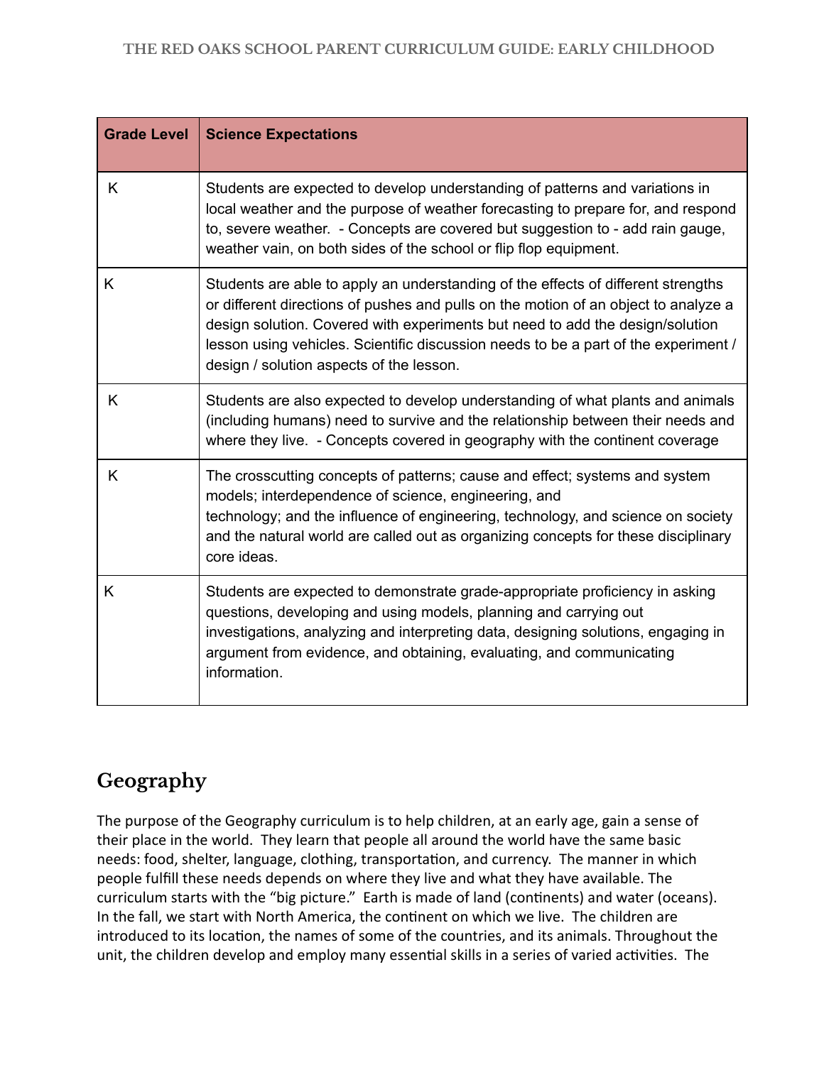| Grade Level | Science Expectations |
| --- | --- |
| K | Students are expected to develop understanding of patterns and variations in local weather and the purpose of weather forecasting to prepare for, and respond to, severe weather. - Concepts are covered but suggestion to - add rain gauge, weather vain, on both sides of the school or flip flop equipment. |
| K | Students are able to apply an understanding of the effects of different strengths or different directions of pushes and pulls on the motion of an object to analyze a design solution. Covered with experiments but need to add the design/solution lesson using vehicles. Scientific discussion needs to be a part of the experiment / design / solution aspects of the lesson. |
| K | Students are also expected to develop understanding of what plants and animals (including humans) need to survive and the relationship between their needs and where they live. - Concepts covered in geography with the continent coverage |
| K | The crosscutting concepts of patterns; cause and effect; systems and system models; interdependence of science, engineering, and technology; and the influence of engineering, technology, and science on society and the natural world are called out as organizing concepts for these disciplinary core ideas. |
| K | Students are expected to demonstrate grade-appropriate proficiency in asking questions, developing and using models, planning and carrying out investigations, analyzing and interpreting data, designing solutions, engaging in argument from evidence, and obtaining, evaluating, and communicating information. |

## Geography

The purpose of the Geography curriculum is to help children, at an early age, gain a sense of their place in the world. They learn that people all around the world have the same basic needs: food, shelter, language, clothing, transportation, and currency. The manner in which people fulfill these needs depends on where they live and what they have available. The curriculum starts with the "big picture." Earth is made of land (continents) and water (oceans). In the fall, we start with North America, the continent on which we live. The children are introduced to its location, the names of some of the countries, and its animals. Throughout the unit, the children develop and employ many essential skills in a series of varied activities. The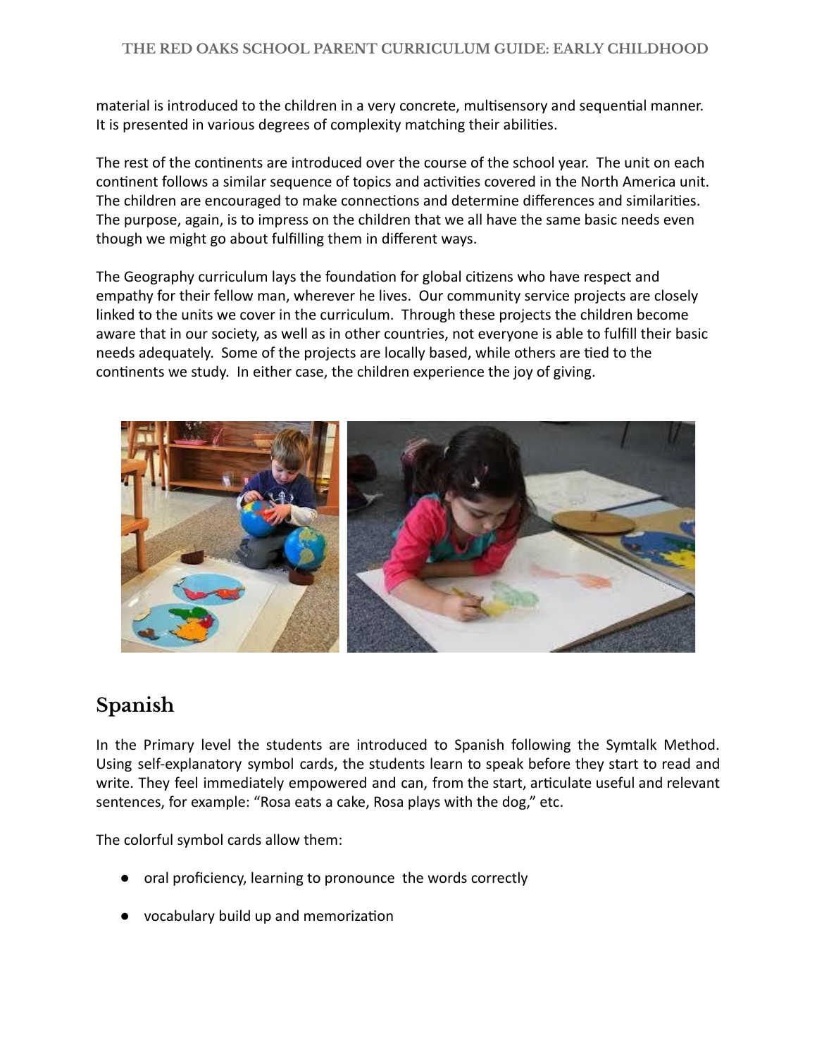material is introduced to the children in a very concrete, multisensory and sequential manner. It is presented in various degrees of complexity matching their abilities.

The rest of the continents are introduced over the course of the school year. The unit on each continent follows a similar sequence of topics and activities covered in the North America unit. The children are encouraged to make connections and determine differences and similarities. The purpose, again, is to impress on the children that we all have the same basic needs even though we might go about fulfilling them in different ways.

The Geography curriculum lays the foundation for global citizens who have respect and empathy for their fellow man, wherever he lives. Our community service projects are closely linked to the units we cover in the curriculum. Through these projects the children become aware that in our society, as well as in other countries, not everyone is able to fulfill their basic needs adequately. Some of the projects are locally based, while others are tied to the continents we study. In either case, the children experience the joy of giving.

## Spanish

In the Primary level the students are introduced to Spanish following the Symtalk Method. Using self-explanatory symbol cards, the students learn to speak before they start to read and write. They feel immediately empowered and can, from the start, articulate useful and relevant sentences, for example: "Rosa eats a cake, Rosa plays with the dog," etc.

The colorful symbol cards allow them:

- oral proficiency, learning to pronounce the words correctly
- vocabulary build up and memorization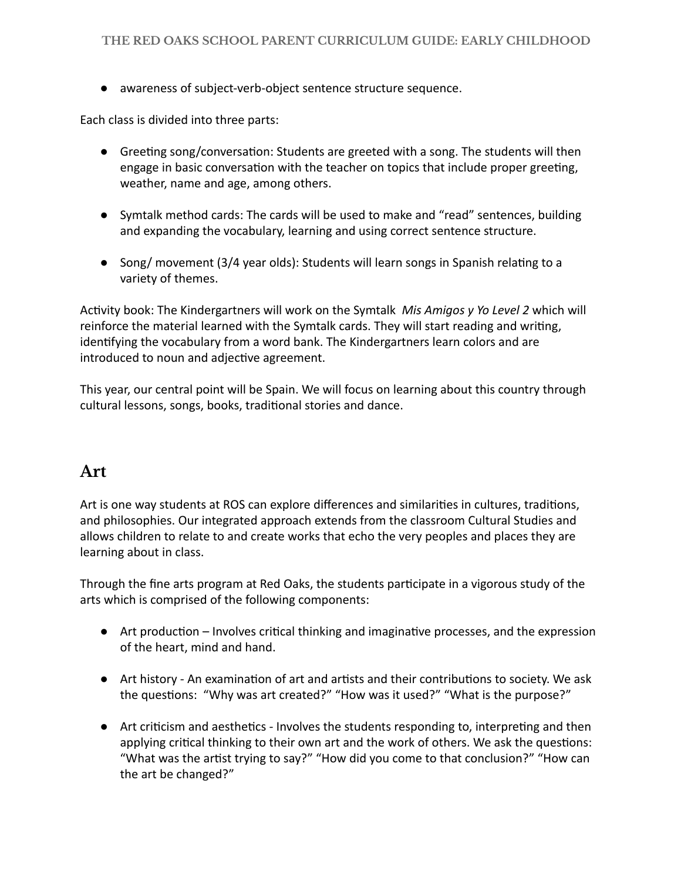- awareness of subject-verb-object sentence structure sequence.

Each class is divided into three parts:

- Greeting song/conversation: Students are greeted with a song. The students will then engage in basic conversation with the teacher on topics that include proper greeting, weather, name and age, among others.

- Symtalk method cards: The cards will be used to make and "read" sentences, building and expanding the vocabulary, learning and using correct sentence structure.

- Song/ movement (3/4 year olds): Students will learn songs in Spanish relating to a variety of themes.

Activity book: The Kindergartners will work on the Symtalk *Mis Amigos y Yo Level 2* which will reinforce the material learned with the Symtalk cards. They will start reading and writing, identifying the vocabulary from a word bank. The Kindergartners learn colors and are introduced to noun and adjective agreement.

This year, our central point will be Spain. We will focus on learning about this country through cultural lessons, songs, books, traditional stories and dance.

## Art

Art is one way students at ROS can explore differences and similarities in cultures, traditions, and philosophies. Our integrated approach extends from the classroom Cultural Studies and allows children to relate to and create works that echo the very peoples and places they are learning about in class.

Through the fine arts program at Red Oaks, the students participate in a vigorous study of the arts which is comprised of the following components:

- Art production – Involves critical thinking and imaginative processes, and the expression of the heart, mind and hand.

- Art history - An examination of art and artists and their contributions to society. We ask the questions: "Why was art created?" "How was it used?" "What is the purpose?"

- Art criticism and aesthetics - Involves the students responding to, interpreting and then applying critical thinking to their own art and the work of others. We ask the questions: "What was the artist trying to say?" "How did you come to that conclusion?" "How can the art be changed?"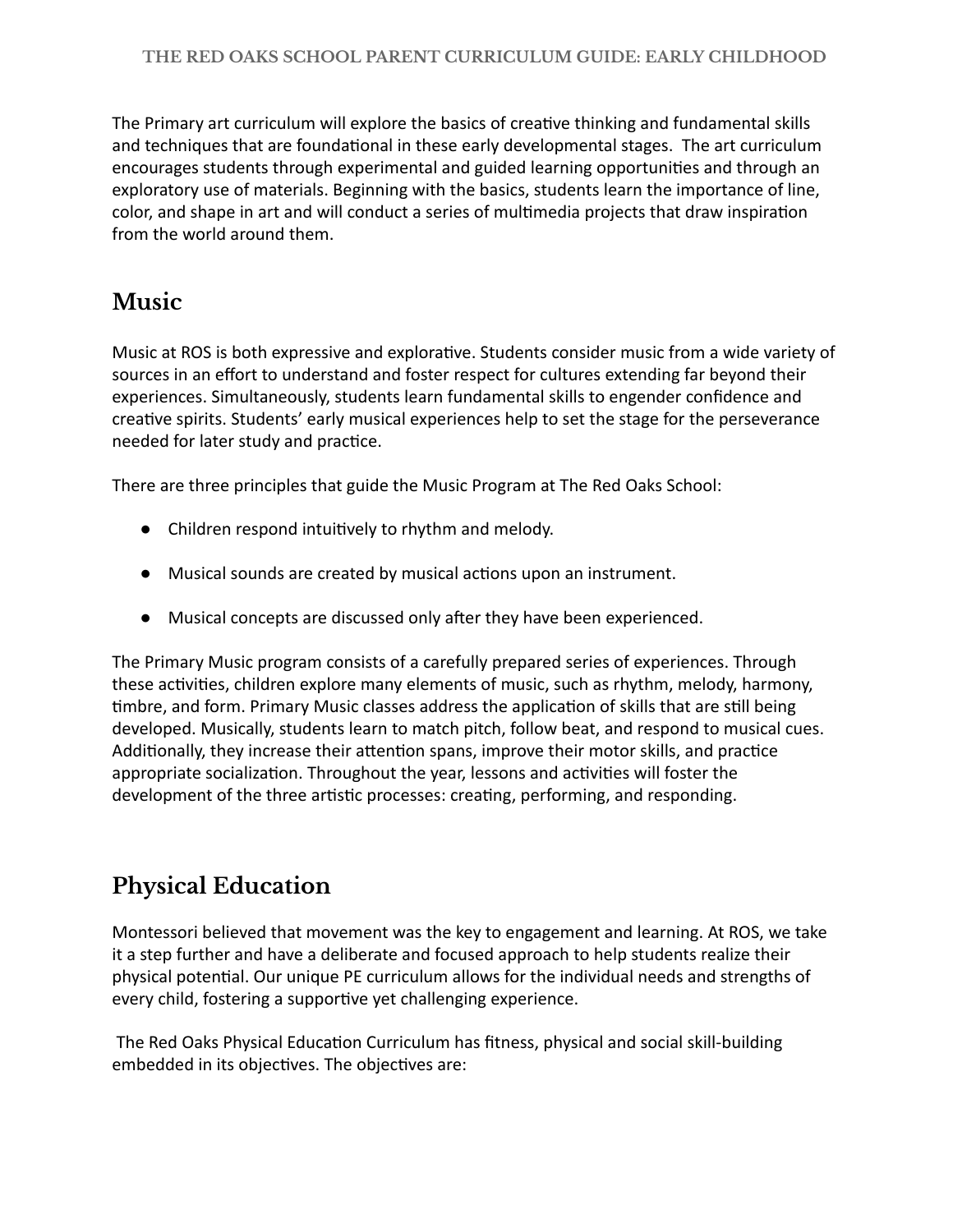The Primary art curriculum will explore the basics of creative thinking and fundamental skills and techniques that are foundational in these early developmental stages.  The art curriculum encourages students through experimental and guided learning opportunities and through an exploratory use of materials. Beginning with the basics, students learn the importance of line, color, and shape in art and will conduct a series of multimedia projects that draw inspiration from the world around them.

## Music

Music at ROS is both expressive and explorative. Students consider music from a wide variety of sources in an effort to understand and foster respect for cultures extending far beyond their experiences. Simultaneously, students learn fundamental skills to engender confidence and creative spirits. Students' early musical experiences help to set the stage for the perseverance needed for later study and practice.

There are three principles that guide the Music Program at The Red Oaks School:

- Children respond intuitively to rhythm and melody.
- Musical sounds are created by musical actions upon an instrument.
- Musical concepts are discussed only after they have been experienced.

The Primary Music program consists of a carefully prepared series of experiences. Through these activities, children explore many elements of music, such as rhythm, melody, harmony, timbre, and form. Primary Music classes address the application of skills that are still being developed. Musically, students learn to match pitch, follow beat, and respond to musical cues. Additionally, they increase their attention spans, improve their motor skills, and practice appropriate socialization. Throughout the year, lessons and activities will foster the development of the three artistic processes: creating, performing, and responding.

## Physical Education

Montessori believed that movement was the key to engagement and learning. At ROS, we take it a step further and have a deliberate and focused approach to help students realize their physical potential. Our unique PE curriculum allows for the individual needs and strengths of every child, fostering a supportive yet challenging experience.

The Red Oaks Physical Education Curriculum has fitness, physical and social skill-building embedded in its objectives. The objectives are: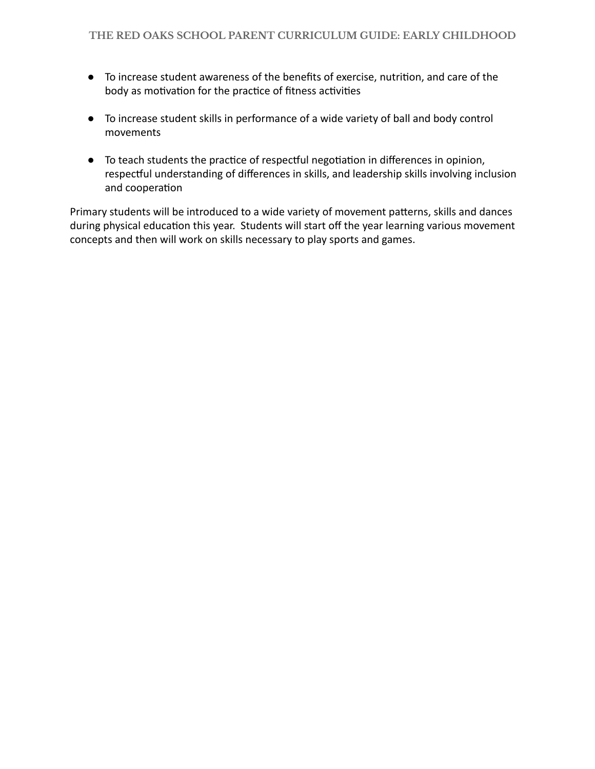- To increase student awareness of the benefits of exercise, nutrition, and care of the body as motivation for the practice of fitness activities

- To increase student skills in performance of a wide variety of ball and body control movements

- To teach students the practice of respectful negotiation in differences in opinion, respectful understanding of differences in skills, and leadership skills involving inclusion and cooperation

Primary students will be introduced to a wide variety of movement patterns, skills and dances during physical education this year. Students will start off the year learning various movement concepts and then will work on skills necessary to play sports and games.